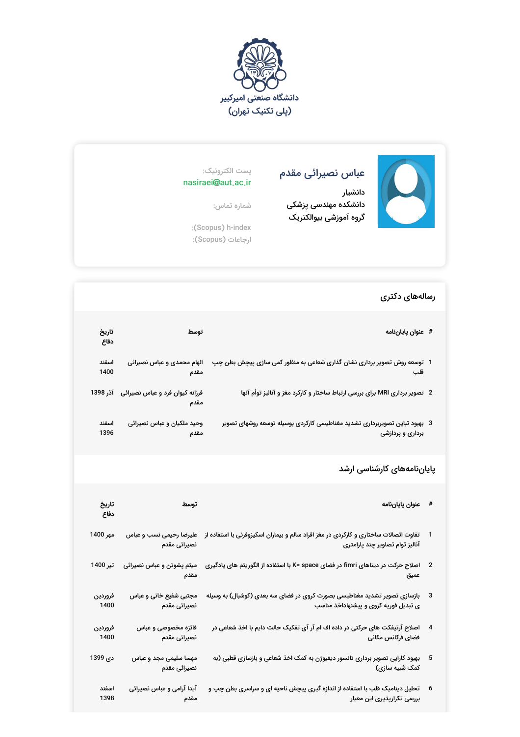دانشگاه صنعتی امیرکبیر
(پلی تکنیک تهران)

## عباس نصیرائی مقدم

دانشیار
دانشکده مهندسی پزشکی
گروه آموزشی بیوالکتریک

پست الکترونیک:
nasiraei@aut.ac.ir

شماره تماس:

h-index (Scopus):
ارجاعات (Scopus):

## رساله‌های دکتری

| # | عنوان پایان‌نامه | توسط | تاریخ دفاع |
|---|---|---|---|
| 1 | توسعه روش تصویر برداری نشان گذاری شعاعی به منظور کمی سازی پیچش بطن چپ قلب | الهام محمدی و عباس نصیرائی مقدم | اسفند 1400 |
| 2 | تصویر برداری MRI برای بررسی ارتباط ساختار و کارکرد مغز و آنالیز توأم آنها | فرزانه کیوان فرد و عباس نصیرائی مقدم | آذر 1398 |
| 3 | بهبود تباین تصویربرداری تشدید مغناطیسی کارکردی بوسیله توسعه روشهای تصویر برداری و پردازشی | وحید ملکیان و عباس نصیرائی مقدم | اسفند 1396 |

## پایان‌نامه‌های کارشناسی ارشد

| # | عنوان پایان‌نامه | توسط | تاریخ دفاع |
|---|---|---|---|
| 1 | تفاوت اتصالات ساختاری و کارکردی در مغز افراد سالم و بیماران اسکیزوفرنی با استفاده از آنالیز توام تصاویر چند پارامتری | علیرضا رحیمی نسب و عباس نصیرائی مقدم | مهر 1400 |
| 2 | اصلاح حرکت در دیتاهای fimri در فضای K= space با استفاده از الگوریتم های یادگیری عمیق | میثم پشوتن و عباس نصیرائی مقدم | تیر 1400 |
| 3 | بازسازی تصویر تشدید مغناطیسی بصورت کروی در فضای سه بعدی (کوشبال) به وسیله ی تبدیل فوریه کروی و پیشنهاداخذ مناسب | مجتبی شفیع خانی و عباس نصیرائی مقدم | فروردین 1400 |
| 4 | اصلاح آرتیفکت های حرکتی در داده اف ام آر آی تفکیک حالت دایم با اخذ شعاعی در فضای فرکانس مکانی | فائزه مخصوصی و عباس نصیرائی مقدم | فروردین 1400 |
| 5 | بهبود کارایی تصویر برداری تانسور دیفیوژن به کمک اخذ شعاعی و بازسازی قطبی (به کمک شبیه سازی) | مهسا سلیمی مجد و عباس نصیرائی مقدم | دی 1399 |
| 6 | تحلیل دینامیک قلب با استفاده از اندازه گیری پیچش ناحیه ای و سراسری بطن چپ و بررسی تکرارپذیری این معیار | آیدا آرامی و عباس نصیرائی مقدم | اسفند 1398 |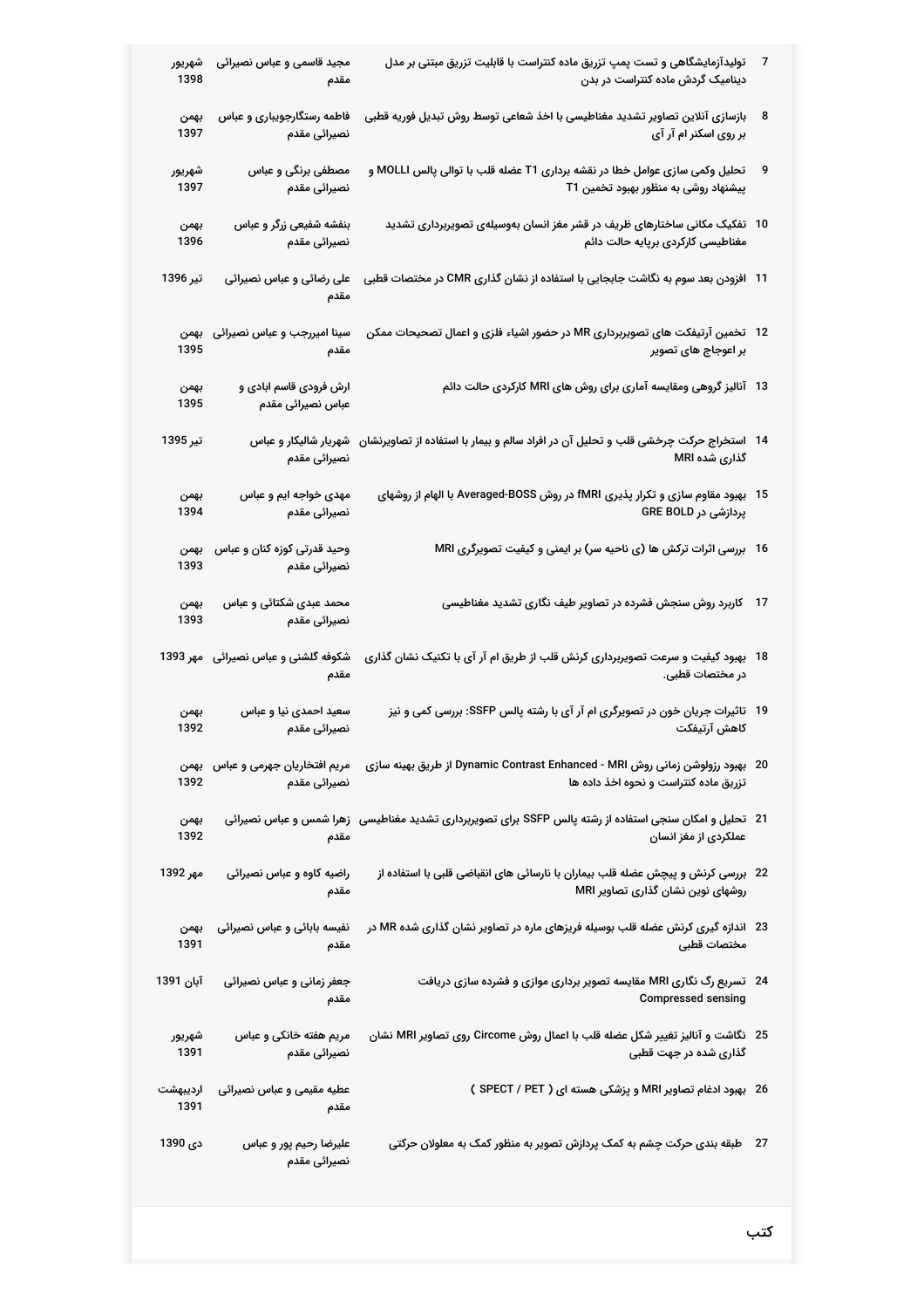| | | | |
|---|---|---|---|
| 7 | تولیدآزمایشگاهی و تست پمپ تزریق ماده کنتراست با قابلیت تزریق مبتنی بر مدل دینامیک گردش ماده کنتراست در بدن | مجید قاسمی و عباس نصیرائی مقدم | شهریور 1398 |
| 8 | بازسازی آنلاین تصاویر تشدید مغناطیسی با اخذ شعاعی توسط روش تبدیل فوریه قطبی بر روی اسکنر ام آر آی | فاطمه رستگارجوییاری و عباس نصیرائی مقدم | بهمن 1397 |
| 9 | تحلیل وکمی سازی عوامل خطا در نقشه برداری T1 عضله قلب با توالی پالس MOLLI و پیشنهاد روشی به منظور بهبود تخمین T1 | مصطفی برنگی و عباس نصیرائی مقدم | شهریور 1397 |
| 10 | تفکیک مکانی ساختارهای ظریف در قشر مغز انسان به‌وسیله‌ی تصویربرداری تشدید مغناطیسی کارکردی برپایه حالت دائم | بنفشه شفیعی زرگر و عباس نصیرائی مقدم | بهمن 1396 |
| 11 | افزودن بعد سوم به نگاشت جابجایی با استفاده از نشان گذاری CMR در مختصات قطبی | علی رضائی و عباس نصیرائی مقدم | تیر 1396 |
| 12 | تخمین آرتیفکت های تصویربرداری MR در حضور اشیاء فلزی و اعمال تصحیحات ممکن بر اعوجاج های تصویر | سینا امیررجب و عباس نصیرائی مقدم | بهمن 1395 |
| 13 | آنالیز گروهی ومقایسه آماری برای روش های MRI کارکردی حالت دائم | ارش فرودی قاسم ابادی و عباس نصیرائی مقدم | بهمن 1395 |
| 14 | استخراج حرکت چرخشی قلب و تحلیل آن در افراد سالم و بیمار با استفاده از تصاویرنشان گذاری شده MRI | شهریار شالیکار و عباس نصیرائی مقدم | تیر 1395 |
| 15 | بهبود مقاوم سازی و تکرار پذیری fMRI در روش Averaged-BOSS با الهام از روشهای پردازشی در GRE BOLD | مهدی خواجه ایم و عباس نصیرائی مقدم | بهمن 1394 |
| 16 | بررسی اثرات ترکش ها (ی ناحیه سر) بر ایمنی و کیفیت تصویرگری MRI | وحید قدرتی کوزه کنان و عباس نصیرائی مقدم | بهمن 1393 |
| 17 | کاربرد روش سنجش فشرده در تصاویر طیف نگاری تشدید مغناطیسی | محمد عبدی شکتائی و عباس نصیرائی مقدم | بهمن 1393 |
| 18 | بهبود کیفیت و سرعت تصویربرداری کرنش قلب از طریق ام آر آی با تکنیک نشان گذاری در مختصات قطبی. | شکوفه گلشنی و عباس نصیرائی مقدم | مهر 1393 |
| 19 | تاثیرات جریان خون در تصویرگری ام آر آی با رشته پالس SSFP: بررسی کمی و نیز کاهش آرتیفکت | سعید احمدی نیا و عباس نصیرائی مقدم | بهمن 1392 |
| 20 | بهبود رزولوشن زمانی روش Dynamic Contrast Enhanced - MRI از طریق بهینه سازی تزریق ماده کنتراست و نحوه اخذ داده ها | مریم افتخاریان جهرمی و عباس نصیرائی مقدم | بهمن 1392 |
| 21 | تحلیل و امکان سنجی استفاده از رشته پالس SSFP برای تصویربرداری تشدید مغناطیسی عملکردی از مغز انسان | زهرا شمس و عباس نصیرائی مقدم | بهمن 1392 |
| 22 | بررسی کرنش و پیچش عضله قلب بیماران با نارسائی های انقباضی قلبی با استفاده از روشهای نوین نشان گذاری تصاویر MRI | راضیه کاوه و عباس نصیرائی مقدم | مهر 1392 |
| 23 | اندازه گیری کرنش عضله قلب بوسیله فریزهای ماره در تصاویر نشان گذاری شده MR در مختصات قطبی | نفیسه بابائی و عباس نصیرائی مقدم | بهمن 1391 |
| 24 | تسریع رگ نگاری MRI مقایسه تصویر برداری موازی و فشرده سازی دریافت Compressed sensing | جعفر زمانی و عباس نصیرائی مقدم | آبان 1391 |
| 25 | نگاشت و آنالیز تغییر شکل عضله قلب با اعمال روش Circome روی تصاویر MRI نشان گذاری شده در جهت قطبی | مریم هفته خانکی و عباس نصیرائی مقدم | شهریور 1391 |
| 26 | بهبود ادغام تصاویر MRI و پزشکی هسته ای ( SPECT / PET ) | عطیه مقیمی و عباس نصیرائی مقدم | اردیبهشت 1391 |
| 27 | طبقه بندی حرکت چشم به کمک پردازش تصویر به منظور کمک به معلولان حرکتی | علیرضا رحیم پور و عباس نصیرائی مقدم | دی 1390 |

## کتب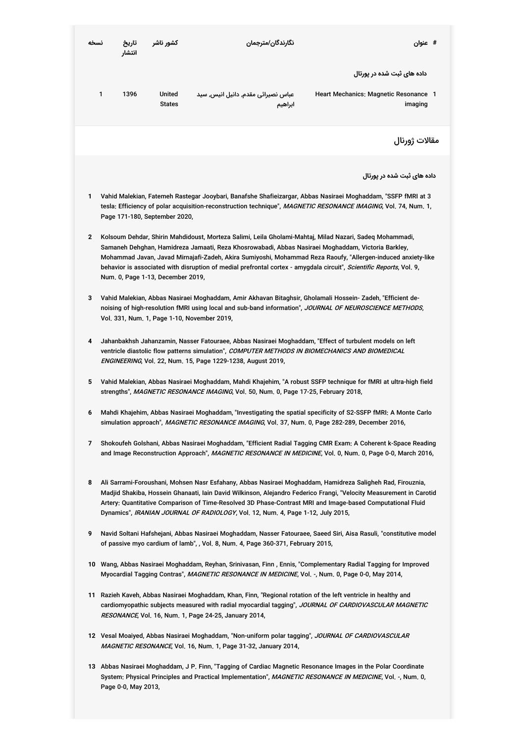| # | عنوان | نگارندگان/مترجمان | کشور ناشر | تاریخ انتشار | نسخه |
|---|---|---|---|---|---|
| | **داده های ثبت شده در پورتال** | | | | |
| 1 | Heart Mechanics: Magnetic Resonance imaging | عباس نصیرائی مقدم, دانیل انیس, سید ابراهیم | United States | 1396 | 1 |

## مقالات ژورنال

**داده های ثبت شده در پورتال**

1. Vahid Malekian, Fatemeh Rastegar Jooybari, Banafshe Shafieizargar, Abbas Nasiraei Moghaddam, "SSFP fMRI at 3 tesla: Efficiency of polar acquisition-reconstruction technique", *MAGNETIC RESONANCE IMAGING*, Vol. 74, Num. 1, Page 171-180, September 2020,

2. Kolsoum Dehdar, Shirin Mahdidoust, Morteza Salimi, Leila Gholami-Mahtaj, Milad Nazari, Sadeq Mohammadi, Samaneh Dehghan, Hamidreza Jamaati, Reza Khosrowabadi, Abbas Nasiraei Moghaddam, Victoria Barkley, Mohammad Javan, Javad Mirnajafi-Zadeh, Akira Sumiyoshi, Mohammad Reza Raoufy, "Allergen-induced anxiety-like behavior is associated with disruption of medial prefrontal cortex - amygdala circuit", *Scientific Reports*, Vol. 9, Num. 0, Page 1-13, December 2019,

3. Vahid Malekian, Abbas Nasiraei Moghaddam, Amir Akhavan Bitaghsir, Gholamali Hossein- Zadeh, "Efficient de-noising of high-resolution fMRI using local and sub-band information", *JOURNAL OF NEUROSCIENCE METHODS*, Vol. 331, Num. 1, Page 1-10, November 2019,

4. Jahanbakhsh Jahanzamin, Nasser Fatouraee, Abbas Nasiraei Moghaddam, "Effect of turbulent models on left ventricle diastolic flow patterns simulation", *COMPUTER METHODS IN BIOMECHANICS AND BIOMEDICAL ENGINEERING*, Vol. 22, Num. 15, Page 1229-1238, August 2019,

5. Vahid Malekian, Abbas Nasiraei Moghaddam, Mahdi Khajehim, "A robust SSFP technique for fMRI at ultra-high field strengths", *MAGNETIC RESONANCE IMAGING*, Vol. 50, Num. 0, Page 17-25, February 2018,

6. Mahdi Khajehim, Abbas Nasiraei Moghaddam, "Investigating the spatial specificity of S2-SSFP fMRI: A Monte Carlo simulation approach", *MAGNETIC RESONANCE IMAGING*, Vol. 37, Num. 0, Page 282-289, December 2016,

7. Shokoufeh Golshani, Abbas Nasiraei Moghaddam, "Efficient Radial Tagging CMR Exam: A Coherent k-Space Reading and Image Reconstruction Approach", *MAGNETIC RESONANCE IN MEDICINE*, Vol. 0, Num. 0, Page 0-0, March 2016,

8. Ali Sarrami-Foroushani, Mohsen Nasr Esfahany, Abbas Nasiraei Moghaddam, Hamidreza Saligheh Rad, Firouznia, Madjid Shakiba, Hossein Ghanaati, Iain David Wilkinson, Alejandro Federico Frangi, "Velocity Measurement in Carotid Artery: Quantitative Comparison of Time-Resolved 3D Phase-Contrast MRI and Image-based Computational Fluid Dynamics", *IRANIAN JOURNAL OF RADIOLOGY*, Vol. 12, Num. 4, Page 1-12, July 2015,

9. Navid Soltani Hafshejani, Abbas Nasiraei Moghaddam, Nasser Fatouraee, Saeed Siri, Aisa Rasuli, "constitutive model of passive myo cardium of lamb", , Vol. 8, Num. 4, Page 360-371, February 2015,

10. Wang, Abbas Nasiraei Moghaddam, Reyhan, Srinivasan, Finn , Ennis, "Complementary Radial Tagging for Improved Myocardial Tagging Contras", *MAGNETIC RESONANCE IN MEDICINE*, Vol. -, Num. 0, Page 0-0, May 2014,

11. Razieh Kaveh, Abbas Nasiraei Moghaddam, Khan, Finn, "Regional rotation of the left ventricle in healthy and cardiomyopathic subjects measured with radial myocardial tagging", *JOURNAL OF CARDIOVASCULAR MAGNETIC RESONANCE*, Vol. 16, Num. 1, Page 24-25, January 2014,

12. Vesal Moaiyed, Abbas Nasiraei Moghaddam, "Non-uniform polar tagging", *JOURNAL OF CARDIOVASCULAR MAGNETIC RESONANCE*, Vol. 16, Num. 1, Page 31-32, January 2014,

13. Abbas Nasiraei Moghaddam, J P. Finn, "Tagging of Cardiac Magnetic Resonance Images in the Polar Coordinate System: Physical Principles and Practical Implementation", *MAGNETIC RESONANCE IN MEDICINE*, Vol. -, Num. 0, Page 0-0, May 2013,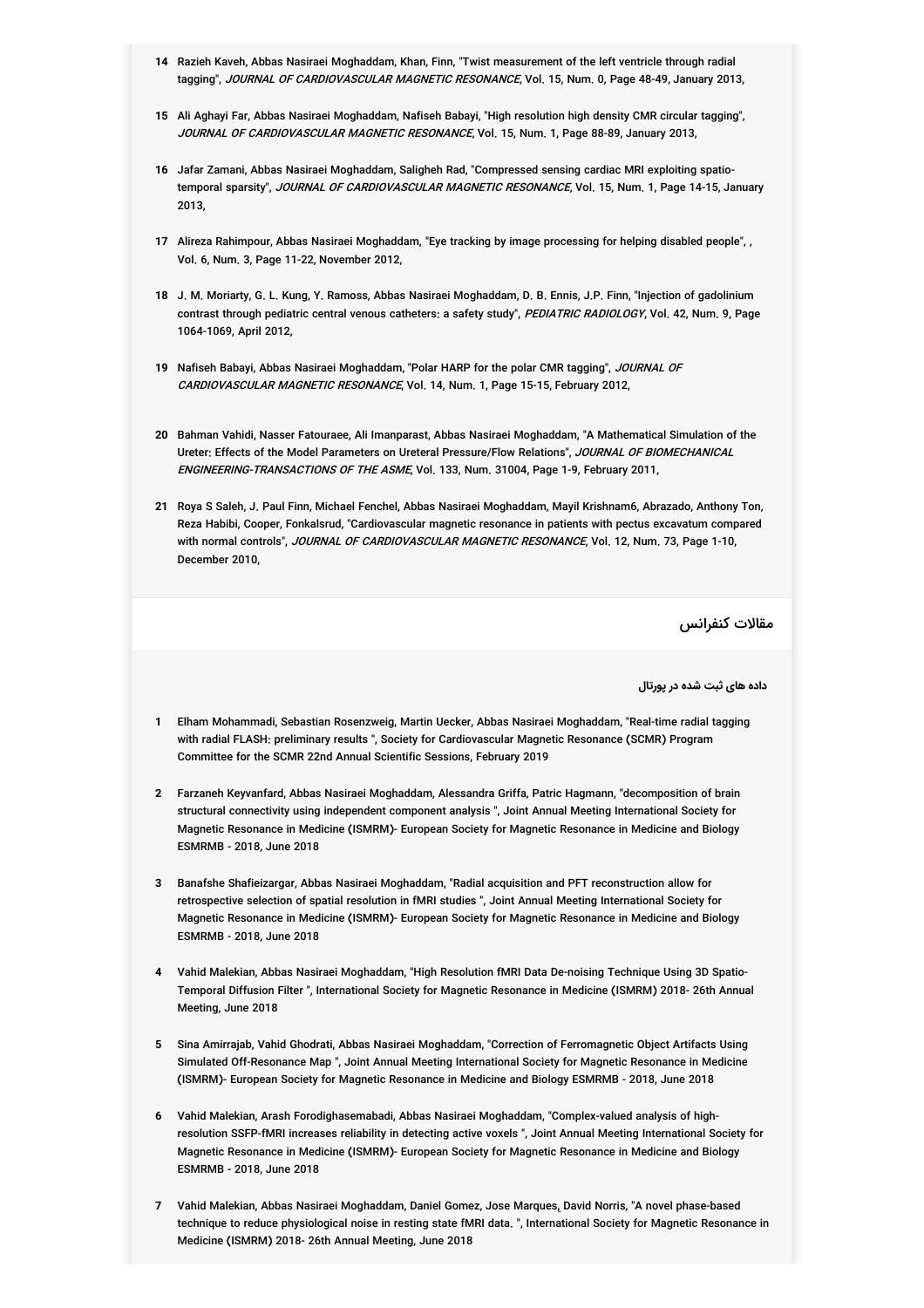14 Razieh Kaveh, Abbas Nasiraei Moghaddam, Khan, Finn, "Twist measurement of the left ventricle through radial tagging", *JOURNAL OF CARDIOVASCULAR MAGNETIC RESONANCE*, Vol. 15, Num. 0, Page 48-49, January 2013,

15 Ali Aghayi Far, Abbas Nasiraei Moghaddam, Nafiseh Babayi, "High resolution high density CMR circular tagging", *JOURNAL OF CARDIOVASCULAR MAGNETIC RESONANCE*, Vol. 15, Num. 1, Page 88-89, January 2013,

16 Jafar Zamani, Abbas Nasiraei Moghaddam, Saligheh Rad, "Compressed sensing cardiac MRI exploiting spatio-temporal sparsity", *JOURNAL OF CARDIOVASCULAR MAGNETIC RESONANCE*, Vol. 15, Num. 1, Page 14-15, January 2013,

17 Alireza Rahimpour, Abbas Nasiraei Moghaddam, "Eye tracking by image processing for helping disabled people", , Vol. 6, Num. 3, Page 11-22, November 2012,

18 J. M. Moriarty, G. L. Kung, Y. Ramoss, Abbas Nasiraei Moghaddam, D. B. Ennis, J.P. Finn, "Injection of gadolinium contrast through pediatric central venous catheters: a safety study", *PEDIATRIC RADIOLOGY*, Vol. 42, Num. 9, Page 1064-1069, April 2012,

19 Nafiseh Babayi, Abbas Nasiraei Moghaddam, "Polar HARP for the polar CMR tagging", *JOURNAL OF CARDIOVASCULAR MAGNETIC RESONANCE*, Vol. 14, Num. 1, Page 15-15, February 2012,

20 Bahman Vahidi, Nasser Fatouraee, Ali Imanparast, Abbas Nasiraei Moghaddam, "A Mathematical Simulation of the Ureter: Effects of the Model Parameters on Ureteral Pressure/Flow Relations", *JOURNAL OF BIOMECHANICAL ENGINEERING-TRANSACTIONS OF THE ASME*, Vol. 133, Num. 31004, Page 1-9, February 2011,

21 Roya S Saleh, J. Paul Finn, Michael Fenchel, Abbas Nasiraei Moghaddam, Mayil Krishnam6, Abrazado, Anthony Ton, Reza Habibi, Cooper, Fonkalsrud, "Cardiovascular magnetic resonance in patients with pectus excavatum compared with normal controls", *JOURNAL OF CARDIOVASCULAR MAGNETIC RESONANCE*, Vol. 12, Num. 73, Page 1-10, December 2010,

## مقالات کنفرانس

**داده های ثبت شده در پورتال**

1 Elham Mohammadi, Sebastian Rosenzweig, Martin Uecker, Abbas Nasiraei Moghaddam, "Real-time radial tagging with radial FLASH: preliminary results ", Society for Cardiovascular Magnetic Resonance (SCMR) Program Committee for the SCMR 22nd Annual Scientific Sessions, February 2019

2 Farzaneh Keyvanfard, Abbas Nasiraei Moghaddam, Alessandra Griffa, Patric Hagmann, "decomposition of brain structural connectivity using independent component analysis ", Joint Annual Meeting International Society for Magnetic Resonance in Medicine (ISMRM)- European Society for Magnetic Resonance in Medicine and Biology ESMRMB - 2018, June 2018

3 Banafshe Shafieizargar, Abbas Nasiraei Moghaddam, "Radial acquisition and PFT reconstruction allow for retrospective selection of spatial resolution in fMRI studies ", Joint Annual Meeting International Society for Magnetic Resonance in Medicine (ISMRM)- European Society for Magnetic Resonance in Medicine and Biology ESMRMB - 2018, June 2018

4 Vahid Malekian, Abbas Nasiraei Moghaddam, "High Resolution fMRI Data De-noising Technique Using 3D Spatio-Temporal Diffusion Filter ", International Society for Magnetic Resonance in Medicine (ISMRM) 2018- 26th Annual Meeting, June 2018

5 Sina Amirrajab, Vahid Ghodrati, Abbas Nasiraei Moghaddam, "Correction of Ferromagnetic Object Artifacts Using Simulated Off-Resonance Map ", Joint Annual Meeting International Society for Magnetic Resonance in Medicine (ISMRM)- European Society for Magnetic Resonance in Medicine and Biology ESMRMB - 2018, June 2018

6 Vahid Malekian, Arash Forodighasemabadi, Abbas Nasiraei Moghaddam, "Complex-valued analysis of high-resolution SSFP-fMRI increases reliability in detecting active voxels ", Joint Annual Meeting International Society for Magnetic Resonance in Medicine (ISMRM)- European Society for Magnetic Resonance in Medicine and Biology ESMRMB - 2018, June 2018

7 Vahid Malekian, Abbas Nasiraei Moghaddam, Daniel Gomez, Jose Marques, David Norris, "A novel phase-based technique to reduce physiological noise in resting state fMRI data. ", International Society for Magnetic Resonance in Medicine (ISMRM) 2018- 26th Annual Meeting, June 2018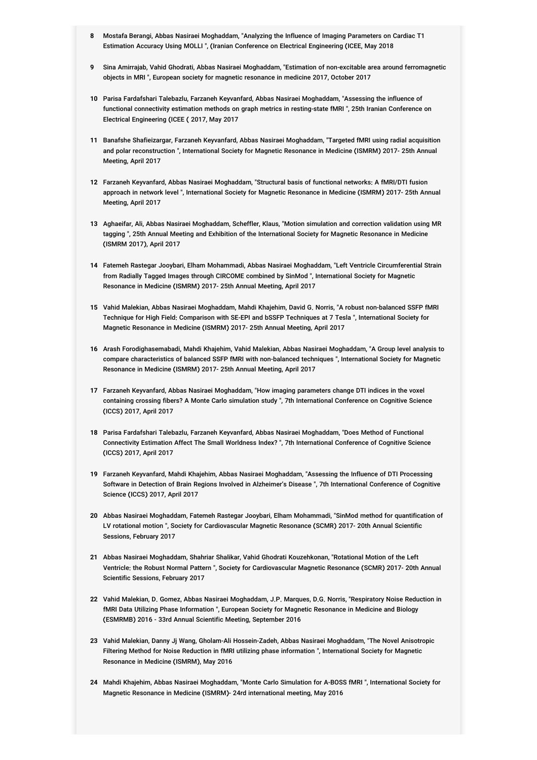8. Mostafa Berangi, Abbas Nasiraei Moghaddam, "Analyzing the Influence of Imaging Parameters on Cardiac T1 Estimation Accuracy Using MOLLI ", (Iranian Conference on Electrical Engineering (ICEE, May 2018

9. Sina Amirrajab, Vahid Ghodrati, Abbas Nasiraei Moghaddam, "Estimation of non-excitable area around ferromagnetic objects in MRI ", European society for magnetic resonance in medicine 2017, October 2017

10. Parisa Fardafshari Talebazlu, Farzaneh Keyvanfard, Abbas Nasiraei Moghaddam, "Assessing the influence of functional connectivity estimation methods on graph metrics in resting-state fMRI ", 25th Iranian Conference on Electrical Engineering (ICEE ( 2017, May 2017

11. Banafshe Shafieizargar, Farzaneh Keyvanfard, Abbas Nasiraei Moghaddam, "Targeted fMRI using radial acquisition and polar reconstruction ", International Society for Magnetic Resonance in Medicine (ISMRM) 2017- 25th Annual Meeting, April 2017

12. Farzaneh Keyvanfard, Abbas Nasiraei Moghaddam, "Structural basis of functional networks: A fMRI/DTI fusion approach in network level ", International Society for Magnetic Resonance in Medicine (ISMRM) 2017- 25th Annual Meeting, April 2017

13. Aghaeifar, Ali, Abbas Nasiraei Moghaddam, Scheffler, Klaus, "Motion simulation and correction validation using MR tagging ", 25th Annual Meeting and Exhibition of the International Society for Magnetic Resonance in Medicine (ISMRM 2017), April 2017

14. Fatemeh Rastegar Jooybari, Elham Mohammadi, Abbas Nasiraei Moghaddam, "Left Ventricle Circumferential Strain from Radially Tagged Images through CIRCOME combined by SinMod ", International Society for Magnetic Resonance in Medicine (ISMRM) 2017- 25th Annual Meeting, April 2017

15. Vahid Malekian, Abbas Nasiraei Moghaddam, Mahdi Khajehim, David G. Norris, "A robust non-balanced SSFP fMRI Technique for High Field: Comparison with SE-EPI and bSSFP Techniques at 7 Tesla ", International Society for Magnetic Resonance in Medicine (ISMRM) 2017- 25th Annual Meeting, April 2017

16. Arash Forodighasemabadi, Mahdi Khajehim, Vahid Malekian, Abbas Nasiraei Moghaddam, "A Group level analysis to compare characteristics of balanced SSFP fMRI with non-balanced techniques ", International Society for Magnetic Resonance in Medicine (ISMRM) 2017- 25th Annual Meeting, April 2017

17. Farzaneh Keyvanfard, Abbas Nasiraei Moghaddam, "How imaging parameters change DTI indices in the voxel containing crossing fibers? A Monte Carlo simulation study ", 7th International Conference on Cognitive Science (ICCS) 2017, April 2017

18. Parisa Fardafshari Talebazlu, Farzaneh Keyvanfard, Abbas Nasiraei Moghaddam, "Does Method of Functional Connectivity Estimation Affect The Small Worldness Index? ", 7th International Conference of Cognitive Science (ICCS) 2017, April 2017

19. Farzaneh Keyvanfard, Mahdi Khajehim, Abbas Nasiraei Moghaddam, "Assessing the Influence of DTI Processing Software in Detection of Brain Regions Involved in Alzheimer's Disease ", 7th International Conference of Cognitive Science (ICCS) 2017, April 2017

20. Abbas Nasiraei Moghaddam, Fatemeh Rastegar Jooybari, Elham Mohammadi, "SinMod method for quantification of LV rotational motion ", Society for Cardiovascular Magnetic Resonance (SCMR) 2017- 20th Annual Scientific Sessions, February 2017

21. Abbas Nasiraei Moghaddam, Shahriar Shalikar, Vahid Ghodrati Kouzehkonan, "Rotational Motion of the Left Ventricle: the Robust Normal Pattern ", Society for Cardiovascular Magnetic Resonance (SCMR) 2017- 20th Annual Scientific Sessions, February 2017

22. Vahid Malekian, D. Gomez, Abbas Nasiraei Moghaddam, J.P. Marques, D.G. Norris, "Respiratory Noise Reduction in fMRI Data Utilizing Phase Information ", European Society for Magnetic Resonance in Medicine and Biology (ESMRMB) 2016 - 33rd Annual Scientific Meeting, September 2016

23. Vahid Malekian, Danny Jj Wang, Gholam-Ali Hossein-Zadeh, Abbas Nasiraei Moghaddam, "The Novel Anisotropic Filtering Method for Noise Reduction in fMRI utilizing phase information ", International Society for Magnetic Resonance in Medicine (ISMRM), May 2016

24. Mahdi Khajehim, Abbas Nasiraei Moghaddam, "Monte Carlo Simulation for A-BOSS fMRI ", International Society for Magnetic Resonance in Medicine (ISMRM)- 24rd international meeting, May 2016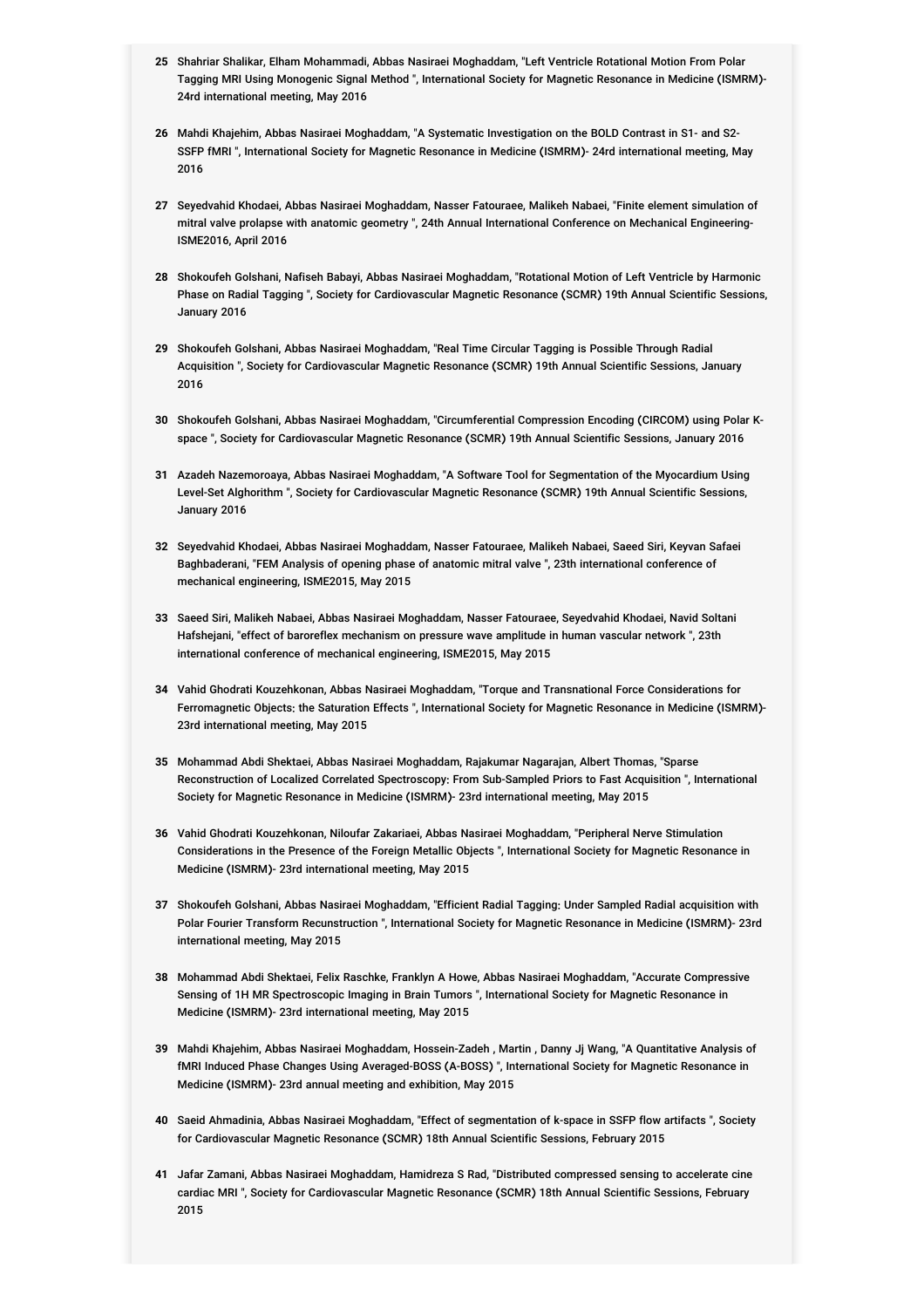25 Shahriar Shalikar, Elham Mohammadi, Abbas Nasiraei Moghaddam, "Left Ventricle Rotational Motion From Polar Tagging MRI Using Monogenic Signal Method ", International Society for Magnetic Resonance in Medicine (ISMRM)- 24rd international meeting, May 2016

26 Mahdi Khajehim, Abbas Nasiraei Moghaddam, "A Systematic Investigation on the BOLD Contrast in S1- and S2-SSFP fMRI ", International Society for Magnetic Resonance in Medicine (ISMRM)- 24rd international meeting, May 2016

27 Seyedvahid Khodaei, Abbas Nasiraei Moghaddam, Nasser Fatouraee, Malikeh Nabaei, "Finite element simulation of mitral valve prolapse with anatomic geometry ", 24th Annual International Conference on Mechanical Engineering-ISME2016, April 2016

28 Shokoufeh Golshani, Nafiseh Babayi, Abbas Nasiraei Moghaddam, "Rotational Motion of Left Ventricle by Harmonic Phase on Radial Tagging ", Society for Cardiovascular Magnetic Resonance (SCMR) 19th Annual Scientific Sessions, January 2016

29 Shokoufeh Golshani, Abbas Nasiraei Moghaddam, "Real Time Circular Tagging is Possible Through Radial Acquisition ", Society for Cardiovascular Magnetic Resonance (SCMR) 19th Annual Scientific Sessions, January 2016

30 Shokoufeh Golshani, Abbas Nasiraei Moghaddam, "Circumferential Compression Encoding (CIRCOM) using Polar K-space ", Society for Cardiovascular Magnetic Resonance (SCMR) 19th Annual Scientific Sessions, January 2016

31 Azadeh Nazemoroaya, Abbas Nasiraei Moghaddam, "A Software Tool for Segmentation of the Myocardium Using Level-Set Alghorithm ", Society for Cardiovascular Magnetic Resonance (SCMR) 19th Annual Scientific Sessions, January 2016

32 Seyedvahid Khodaei, Abbas Nasiraei Moghaddam, Nasser Fatouraee, Malikeh Nabaei, Saeed Siri, Keyvan Safaei Baghbaderani, "FEM Analysis of opening phase of anatomic mitral valve ", 23th international conference of mechanical engineering, ISME2015, May 2015

33 Saeed Siri, Malikeh Nabaei, Abbas Nasiraei Moghaddam, Nasser Fatouraee, Seyedvahid Khodaei, Navid Soltani Hafshejani, "effect of baroreflex mechanism on pressure wave amplitude in human vascular network ", 23th international conference of mechanical engineering, ISME2015, May 2015

34 Vahid Ghodrati Kouzehkonan, Abbas Nasiraei Moghaddam, "Torque and Transnational Force Considerations for Ferromagnetic Objects: the Saturation Effects ", International Society for Magnetic Resonance in Medicine (ISMRM)- 23rd international meeting, May 2015

35 Mohammad Abdi Shektaei, Abbas Nasiraei Moghaddam, Rajakumar Nagarajan, Albert Thomas, "Sparse Reconstruction of Localized Correlated Spectroscopy: From Sub-Sampled Priors to Fast Acquisition ", International Society for Magnetic Resonance in Medicine (ISMRM)- 23rd international meeting, May 2015

36 Vahid Ghodrati Kouzehkonan, Niloufar Zakariaei, Abbas Nasiraei Moghaddam, "Peripheral Nerve Stimulation Considerations in the Presence of the Foreign Metallic Objects ", International Society for Magnetic Resonance in Medicine (ISMRM)- 23rd international meeting, May 2015

37 Shokoufeh Golshani, Abbas Nasiraei Moghaddam, "Efficient Radial Tagging: Under Sampled Radial acquisition with Polar Fourier Transform Recunstruction ", International Society for Magnetic Resonance in Medicine (ISMRM)- 23rd international meeting, May 2015

38 Mohammad Abdi Shektaei, Felix Raschke, Franklyn A Howe, Abbas Nasiraei Moghaddam, "Accurate Compressive Sensing of 1H MR Spectroscopic Imaging in Brain Tumors ", International Society for Magnetic Resonance in Medicine (ISMRM)- 23rd international meeting, May 2015

39 Mahdi Khajehim, Abbas Nasiraei Moghaddam, Hossein-Zadeh , Martin , Danny Jj Wang, "A Quantitative Analysis of fMRI Induced Phase Changes Using Averaged-BOSS (A-BOSS) ", International Society for Magnetic Resonance in Medicine (ISMRM)- 23rd annual meeting and exhibition, May 2015

40 Saeid Ahmadinia, Abbas Nasiraei Moghaddam, "Effect of segmentation of k-space in SSFP flow artifacts ", Society for Cardiovascular Magnetic Resonance (SCMR) 18th Annual Scientific Sessions, February 2015

41 Jafar Zamani, Abbas Nasiraei Moghaddam, Hamidreza S Rad, "Distributed compressed sensing to accelerate cine cardiac MRI ", Society for Cardiovascular Magnetic Resonance (SCMR) 18th Annual Scientific Sessions, February 2015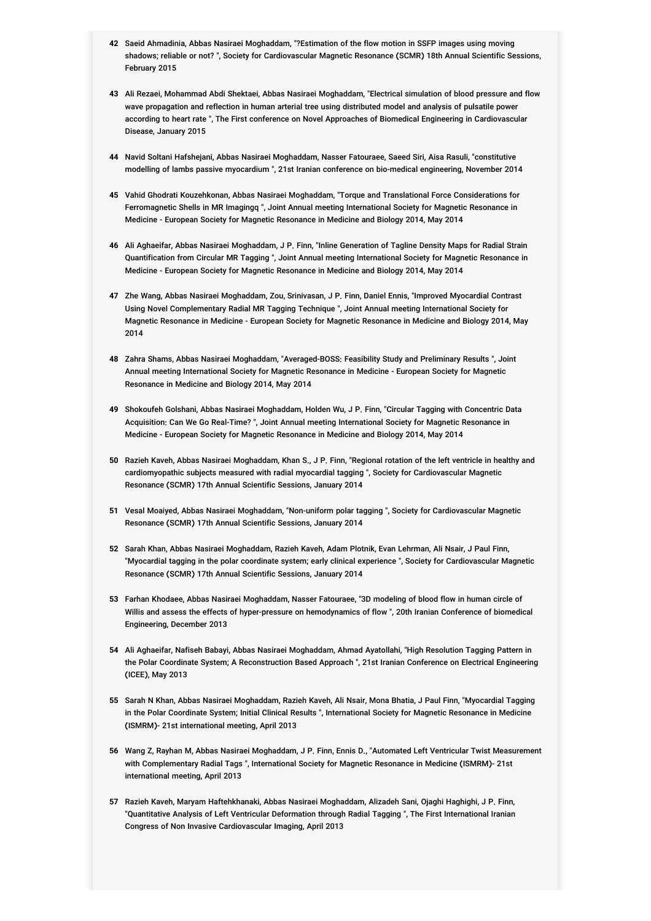42 Saeid Ahmadinia, Abbas Nasiraei Moghaddam, "?Estimation of the flow motion in SSFP images using moving shadows; reliable or not? ", Society for Cardiovascular Magnetic Resonance (SCMR) 18th Annual Scientific Sessions, February 2015

43 Ali Rezaei, Mohammad Abdi Shektaei, Abbas Nasiraei Moghaddam, "Electrical simulation of blood pressure and flow wave propagation and reflection in human arterial tree using distributed model and analysis of pulsatile power according to heart rate ", The First conference on Novel Approaches of Biomedical Engineering in Cardiovascular Disease, January 2015

44 Navid Soltani Hafshejani, Abbas Nasiraei Moghaddam, Nasser Fatouraee, Saeed Siri, Aisa Rasuli, "constitutive modelling of lambs passive myocardium ", 21st Iranian conference on bio-medical engineering, November 2014

45 Vahid Ghodrati Kouzehkonan, Abbas Nasiraei Moghaddam, "Torque and Translational Force Considerations for Ferromagnetic Shells in MR Imagingq ", Joint Annual meeting International Society for Magnetic Resonance in Medicine - European Society for Magnetic Resonance in Medicine and Biology 2014, May 2014

46 Ali Aghaeifar, Abbas Nasiraei Moghaddam, J P. Finn, "Inline Generation of Tagline Density Maps for Radial Strain Quantification from Circular MR Tagging ", Joint Annual meeting International Society for Magnetic Resonance in Medicine - European Society for Magnetic Resonance in Medicine and Biology 2014, May 2014

47 Zhe Wang, Abbas Nasiraei Moghaddam, Zou, Srinivasan, J P. Finn, Daniel Ennis, "Improved Myocardial Contrast Using Novel Complementary Radial MR Tagging Technique ", Joint Annual meeting International Society for Magnetic Resonance in Medicine - European Society for Magnetic Resonance in Medicine and Biology 2014, May 2014

48 Zahra Shams, Abbas Nasiraei Moghaddam, "Averaged-BOSS: Feasibility Study and Preliminary Results ", Joint Annual meeting International Society for Magnetic Resonance in Medicine - European Society for Magnetic Resonance in Medicine and Biology 2014, May 2014

49 Shokoufeh Golshani, Abbas Nasiraei Moghaddam, Holden Wu, J P. Finn, "Circular Tagging with Concentric Data Acquisition: Can We Go Real-Time? ", Joint Annual meeting International Society for Magnetic Resonance in Medicine - European Society for Magnetic Resonance in Medicine and Biology 2014, May 2014

50 Razieh Kaveh, Abbas Nasiraei Moghaddam, Khan S., J P. Finn, "Regional rotation of the left ventricle in healthy and cardiomyopathic subjects measured with radial myocardial tagging ", Society for Cardiovascular Magnetic Resonance (SCMR) 17th Annual Scientific Sessions, January 2014

51 Vesal Moaiyed, Abbas Nasiraei Moghaddam, "Non-uniform polar tagging ", Society for Cardiovascular Magnetic Resonance (SCMR) 17th Annual Scientific Sessions, January 2014

52 Sarah Khan, Abbas Nasiraei Moghaddam, Razieh Kaveh, Adam Plotnik, Evan Lehrman, Ali Nsair, J Paul Finn, "Myocardial tagging in the polar coordinate system; early clinical experience ", Society for Cardiovascular Magnetic Resonance (SCMR) 17th Annual Scientific Sessions, January 2014

53 Farhan Khodaee, Abbas Nasiraei Moghaddam, Nasser Fatouraee, "3D modeling of blood flow in human circle of Willis and assess the effects of hyper-pressure on hemodynamics of flow ", 20th Iranian Conference of biomedical Engineering, December 2013

54 Ali Aghaeifar, Nafiseh Babayi, Abbas Nasiraei Moghaddam, Ahmad Ayatollahi, "High Resolution Tagging Pattern in the Polar Coordinate System; A Reconstruction Based Approach ", 21st Iranian Conference on Electrical Engineering (ICEE), May 2013

55 Sarah N Khan, Abbas Nasiraei Moghaddam, Razieh Kaveh, Ali Nsair, Mona Bhatia, J Paul Finn, "Myocardial Tagging in the Polar Coordinate System; Initial Clinical Results ", International Society for Magnetic Resonance in Medicine (ISMRM)- 21st international meeting, April 2013

56 Wang Z, Rayhan M, Abbas Nasiraei Moghaddam, J P. Finn, Ennis D., "Automated Left Ventricular Twist Measurement with Complementary Radial Tags ", International Society for Magnetic Resonance in Medicine (ISMRM)- 21st international meeting, April 2013

57 Razieh Kaveh, Maryam Haftehkhanaki, Abbas Nasiraei Moghaddam, Alizadeh Sani, Ojaghi Haghighi, J P. Finn, "Quantitative Analysis of Left Ventricular Deformation through Radial Tagging ", The First International Iranian Congress of Non Invasive Cardiovascular Imaging, April 2013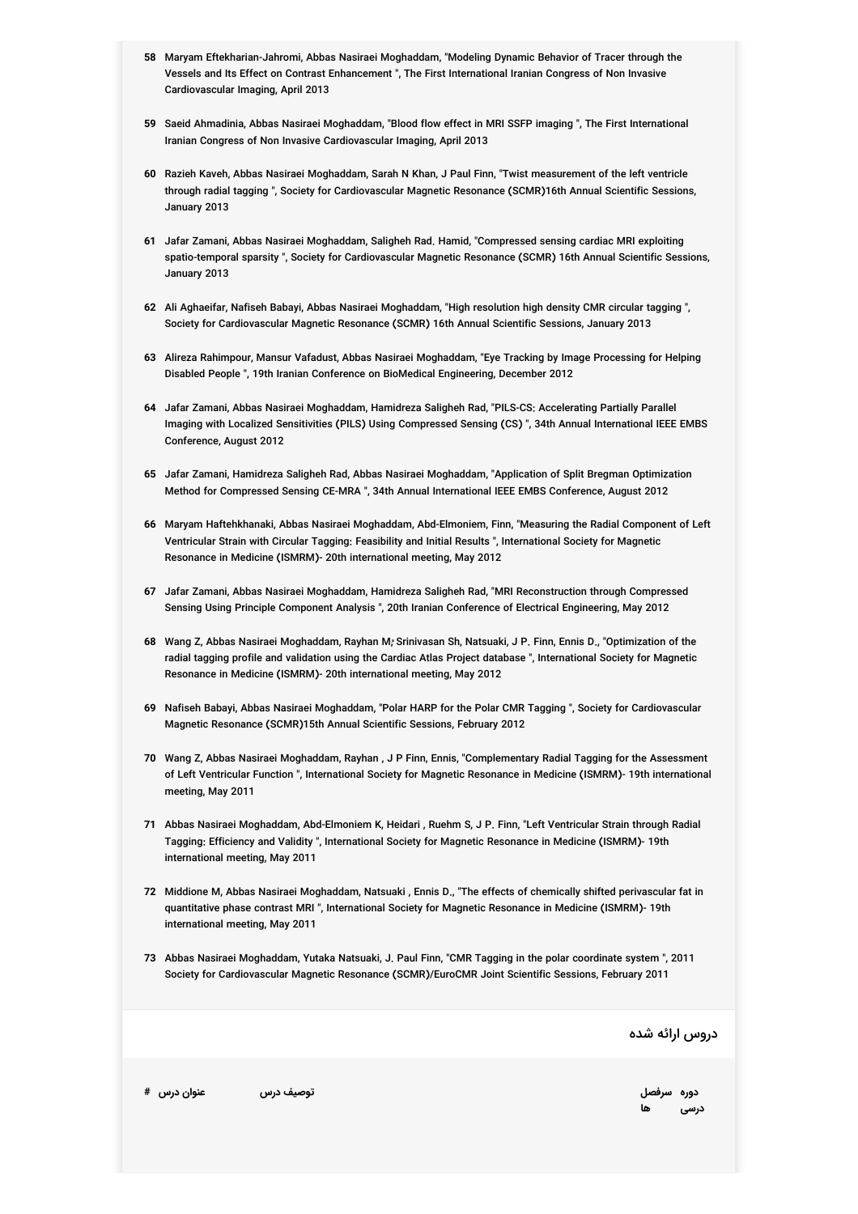58. Maryam Eftekharian-Jahromi, Abbas Nasiraei Moghaddam, "Modeling Dynamic Behavior of Tracer through the Vessels and Its Effect on Contrast Enhancement ", The First International Iranian Congress of Non Invasive Cardiovascular Imaging, April 2013

59. Saeid Ahmadinia, Abbas Nasiraei Moghaddam, "Blood flow effect in MRI SSFP imaging ", The First International Iranian Congress of Non Invasive Cardiovascular Imaging, April 2013

60. Razieh Kaveh, Abbas Nasiraei Moghaddam, Sarah N Khan, J Paul Finn, "Twist measurement of the left ventricle through radial tagging ", Society for Cardiovascular Magnetic Resonance (SCMR)16th Annual Scientific Sessions, January 2013

61. Jafar Zamani, Abbas Nasiraei Moghaddam, Saligheh Rad. Hamid, "Compressed sensing cardiac MRI exploiting spatio-temporal sparsity ", Society for Cardiovascular Magnetic Resonance (SCMR) 16th Annual Scientific Sessions, January 2013

62. Ali Aghaeifar, Nafiseh Babayi, Abbas Nasiraei Moghaddam, "High resolution high density CMR circular tagging ", Society for Cardiovascular Magnetic Resonance (SCMR) 16th Annual Scientific Sessions, January 2013

63. Alireza Rahimpour, Mansur Vafadust, Abbas Nasiraei Moghaddam, "Eye Tracking by Image Processing for Helping Disabled People ", 19th Iranian Conference on BioMedical Engineering, December 2012

64. Jafar Zamani, Abbas Nasiraei Moghaddam, Hamidreza Saligheh Rad, "PILS-CS: Accelerating Partially Parallel Imaging with Localized Sensitivities (PILS) Using Compressed Sensing (CS) ", 34th Annual International IEEE EMBS Conference, August 2012

65. Jafar Zamani, Hamidreza Saligheh Rad, Abbas Nasiraei Moghaddam, "Application of Split Bregman Optimization Method for Compressed Sensing CE-MRA ", 34th Annual International IEEE EMBS Conference, August 2012

66. Maryam Haftehkhanaki, Abbas Nasiraei Moghaddam, Abd-Elmoniem, Finn, "Measuring the Radial Component of Left Ventricular Strain with Circular Tagging: Feasibility and Initial Results ", International Society for Magnetic Resonance in Medicine (ISMRM)- 20th international meeting, May 2012

67. Jafar Zamani, Abbas Nasiraei Moghaddam, Hamidreza Saligheh Rad, "MRI Reconstruction through Compressed Sensing Using Principle Component Analysis ", 20th Iranian Conference of Electrical Engineering, May 2012

68. Wang Z, Abbas Nasiraei Moghaddam, Rayhan M؛ Srinivasan Sh, Natsuaki, J P. Finn, Ennis D., "Optimization of the radial tagging profile and validation using the Cardiac Atlas Project database ", International Society for Magnetic Resonance in Medicine (ISMRM)- 20th international meeting, May 2012

69. Nafiseh Babayi, Abbas Nasiraei Moghaddam, "Polar HARP for the Polar CMR Tagging ", Society for Cardiovascular Magnetic Resonance (SCMR)15th Annual Scientific Sessions, February 2012

70. Wang Z, Abbas Nasiraei Moghaddam, Rayhan , J P Finn, Ennis, "Complementary Radial Tagging for the Assessment of Left Ventricular Function ", International Society for Magnetic Resonance in Medicine (ISMRM)- 19th international meeting, May 2011

71. Abbas Nasiraei Moghaddam, Abd-Elmoniem K, Heidari , Ruehm S, J P. Finn, "Left Ventricular Strain through Radial Tagging: Efficiency and Validity ", International Society for Magnetic Resonance in Medicine (ISMRM)- 19th international meeting, May 2011

72. Middione M, Abbas Nasiraei Moghaddam, Natsuaki , Ennis D., "The effects of chemically shifted perivascular fat in quantitative phase contrast MRI ", International Society for Magnetic Resonance in Medicine (ISMRM)- 19th international meeting, May 2011

73. Abbas Nasiraei Moghaddam, Yutaka Natsuaki, J. Paul Finn, "CMR Tagging in the polar coordinate system ", 2011 Society for Cardiovascular Magnetic Resonance (SCMR)/EuroCMR Joint Scientific Sessions, February 2011

## دروس ارائه شده

| # | عنوان درس | توصیف درس | سرفصل ها | دوره درسی |
|---|---|---|---|---|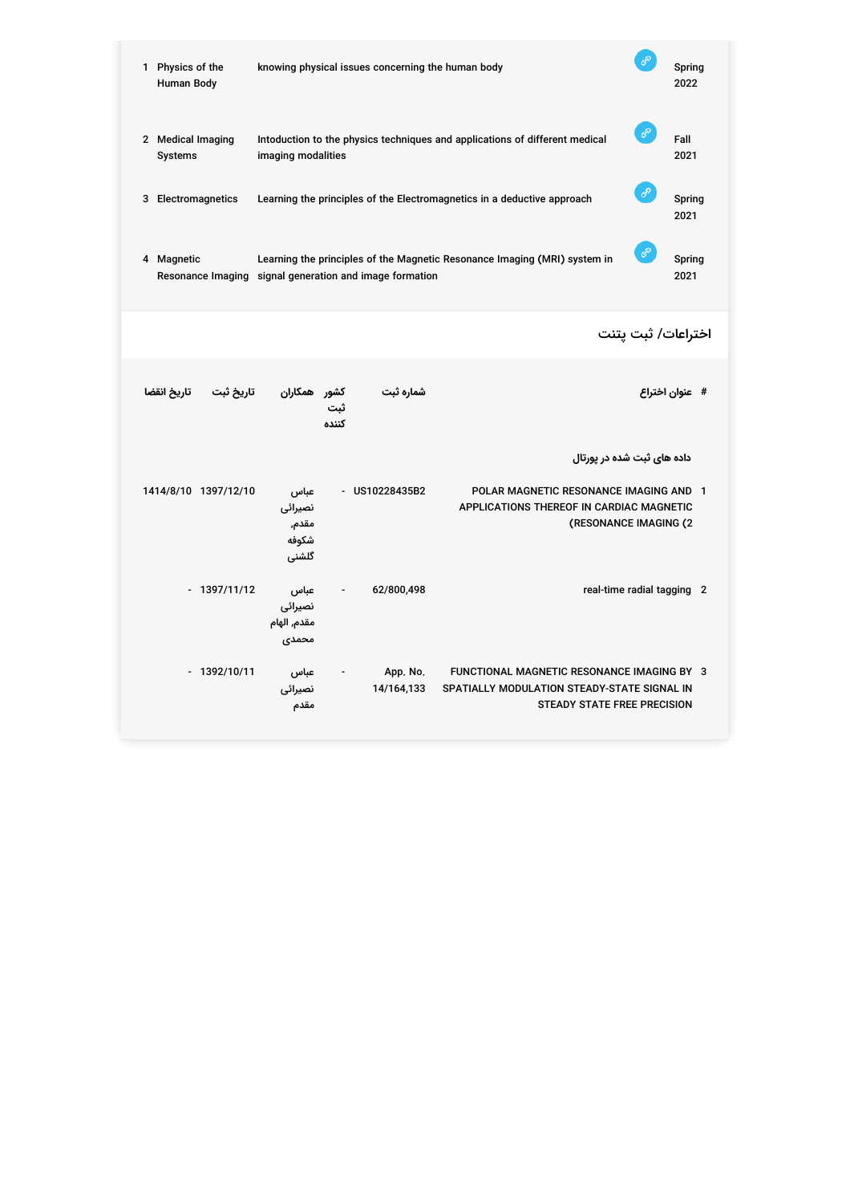| | | | | |
|---|---|---|---|---|
| 1 | Physics of the Human Body | knowing physical issues concerning the human body | | Spring 2022 |
| 2 | Medical Imaging Systems | Intoduction to the physics techniques and applications of different medical imaging modalities | | Fall 2021 |
| 3 | Electromagnetics | Learning the principles of the Electromagnetics in a deductive approach | | Spring 2021 |
| 4 | Magnetic Resonance Imaging | Learning the principles of the Magnetic Resonance Imaging (MRI) system in signal generation and image formation | | Spring 2021 |

## اختراعات/ ثبت پتنت

| # | عنوان اختراع | شماره ثبت | کشور ثبت کننده | همکاران | تاریخ ثبت | تاریخ انقضا |
|---|---|---|---|---|---|---|
| | داده های ثبت شده در پورتال | | | | | |
| 1 | POLAR MAGNETIC RESONANCE IMAGING AND APPLICATIONS THEREOF IN CARDIAC MAGNETIC RESONANCE IMAGING (2) | US10228435B2 | - | عباس نصیرائی مقدم, شکوفه گلشنی | 1397/12/10 | 1414/8/10 |
| 2 | real-time radial tagging | 62/800,498 | - | عباس نصیرائی مقدم, الهام محمدی | 1397/11/12 | - |
| 3 | FUNCTIONAL MAGNETIC RESONANCE IMAGING BY SPATIALLY MODULATION STEADY-STATE SIGNAL IN STEADY STATE FREE PRECISION | App. No. 14/164,133 | - | عباس نصیرائی مقدم | 1392/10/11 | - |